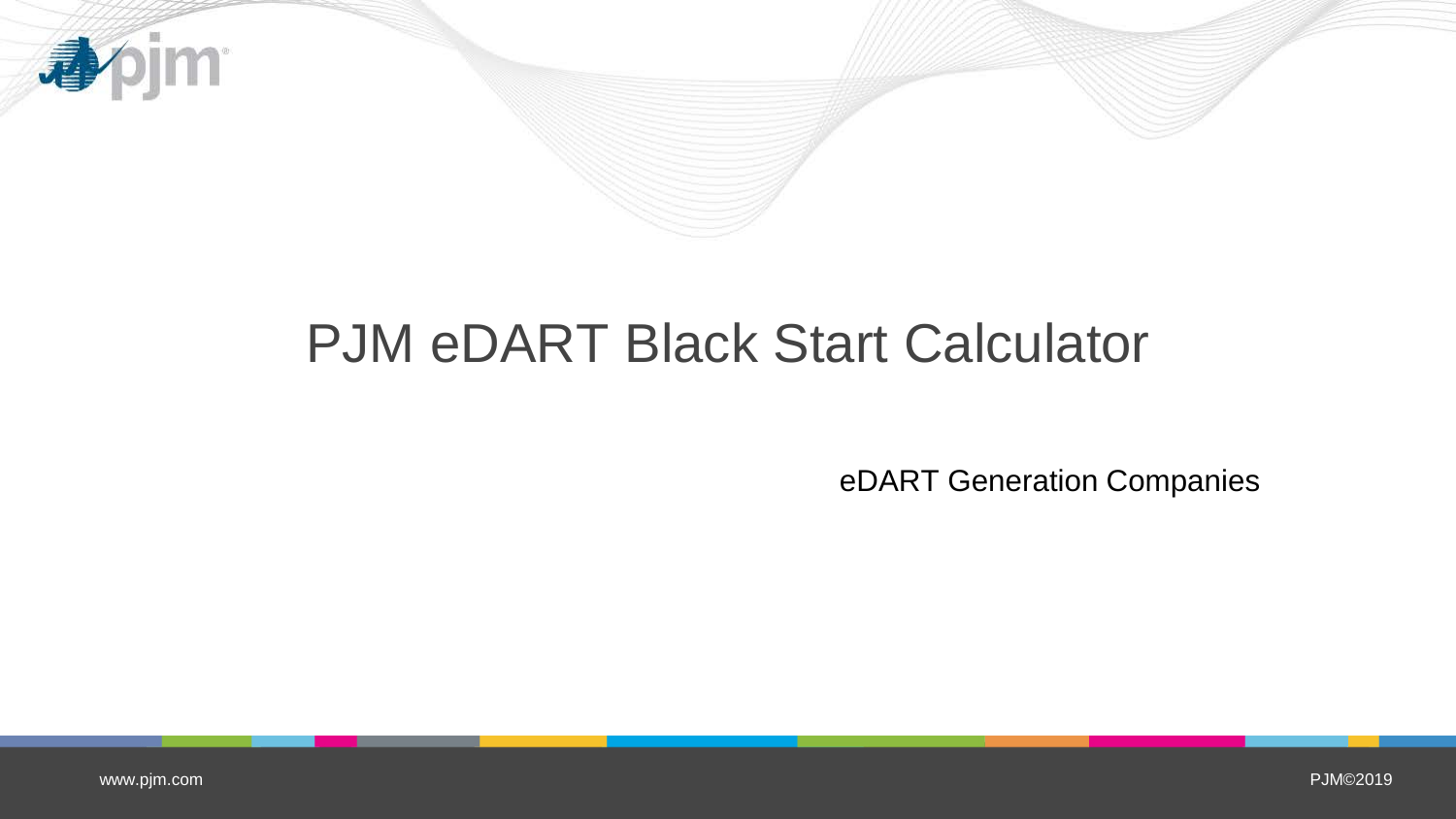# PJM eDART Black Start Calculator

eDART Generation Companies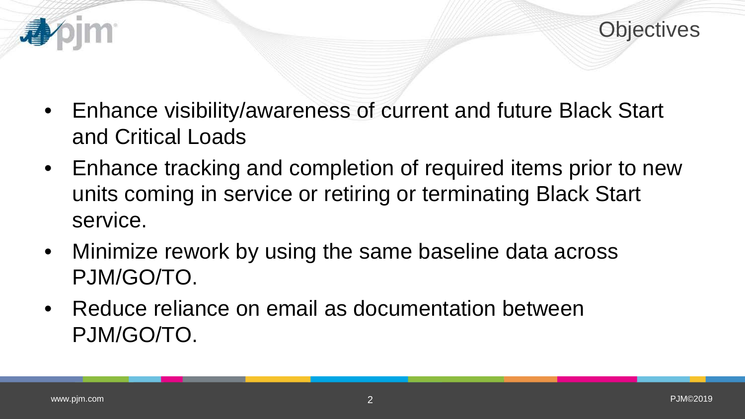## Objectives

- Enhance visibility/awareness of current and future Black Start and Critical Loads
- Enhance tracking and completion of required items prior to new units coming in service or retiring or terminating Black Start service.
- Minimize rework by using the same baseline data across PJM/GO/TO.
- Reduce reliance on email as documentation between PJM/GO/TO.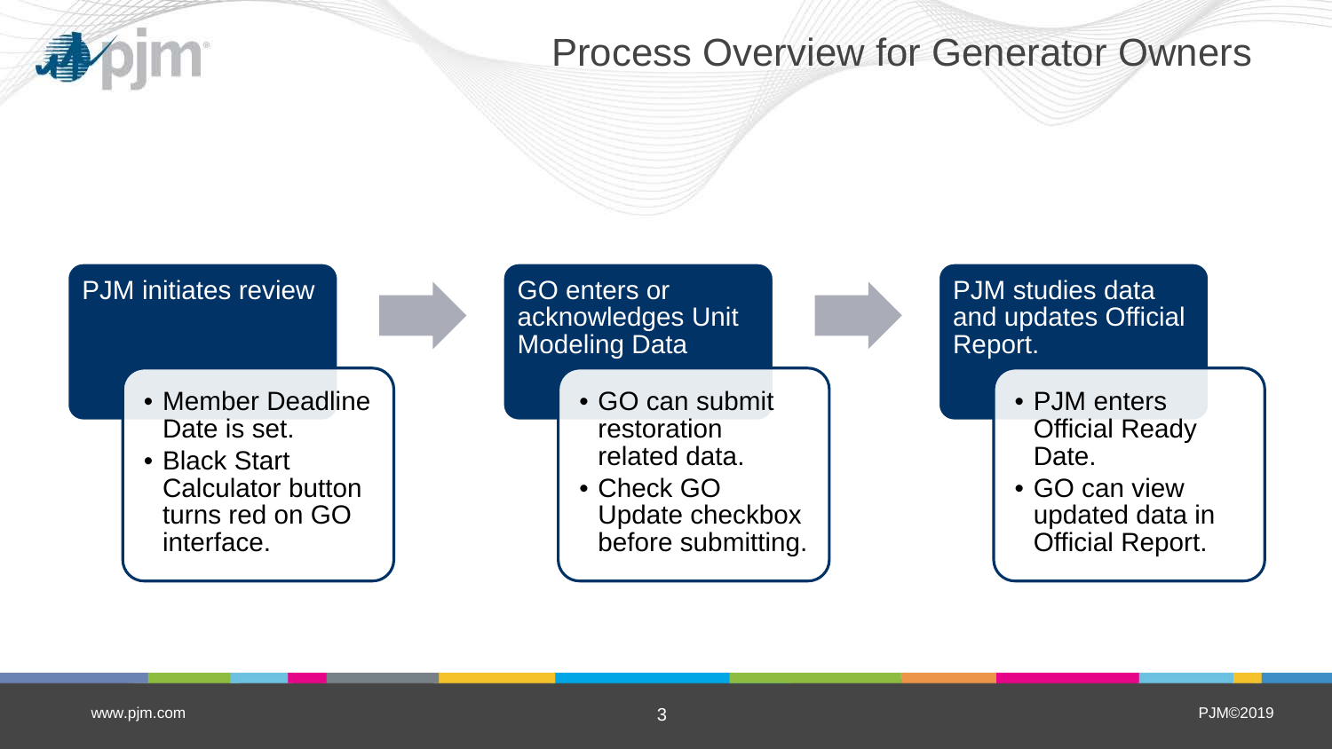# Process Overview for Generator Owners

## PJM initiates review

- Member Deadline Date is set.
- Black Start Calculator button turns red on GO interface.

## GO enters or acknowledges Unit Modeling Data

- GO can submit restoration related data.
- Check GO Update checkbox before submitting.

## PJM studies data and updates Official Report.

- PJM enters Official Ready Date.
- GO can view updated data in Official Report.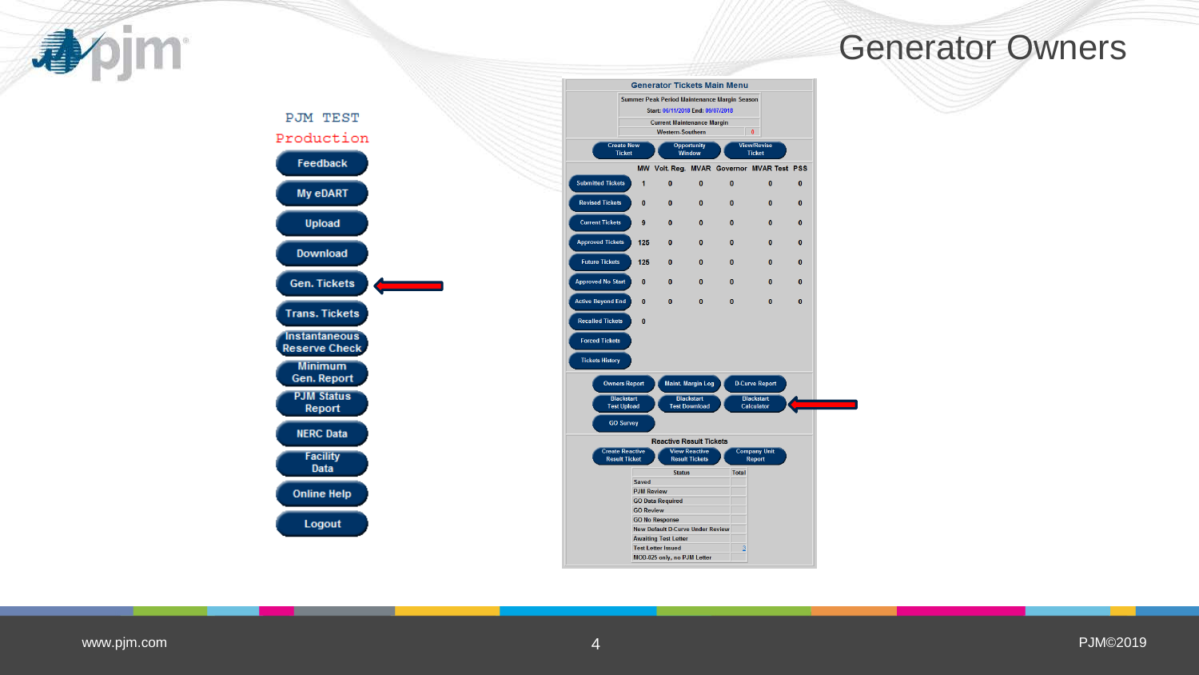# Generator Owners

PJM TEST
Production

- Feedback
- My eDART
- Upload
- Download
- Gen. Tickets
- Trans. Tickets
- Instantaneous Reserve Check
- Minimum Gen. Report
- PJM Status Report
- NERC Data
- Facility Data
- Online Help
- Logout

**Generator Tickets Main Menu**

Summer Peak Period Maintenance Margin Season
Start: 06/11/2018 End: 09/07/2018
Current Maintenance Margin
Western-Southern 0

Create New Ticket | Opportunity Window | View/Revise Ticket

| | MW | Volt. Reg. | MVAR | Governor | MVAR Test | PSS |
|---|---|---|---|---|---|---|
| Submitted Tickets | 1 | 0 | 0 | 0 | 0 | 0 |
| Revised Tickets | 0 | 0 | 0 | 0 | 0 | 0 |
| Current Tickets | 9 | 0 | 0 | 0 | 0 | 0 |
| Approved Tickets | 125 | 0 | 0 | 0 | 0 | 0 |
| Future Tickets | 125 | 0 | 0 | 0 | 0 | 0 |
| Approved No Start | 0 | 0 | 0 | 0 | 0 | 0 |
| Active Beyond End | 0 | 0 | 0 | 0 | 0 | 0 |
| Recalled Tickets | 0 | | | | | |
| Forced Tickets | | | | | | |
| Tickets History | | | | | | |

Owners Report | Maint. Margin Log | D-Curve Report
Blackstart Test Upload | Blackstart Test Download | Blackstart Calculator
GO Survey

**Reactive Result Tickets**

Create Reactive Result Ticket | View Reactive Result Tickets | Company Unit Report

| Status | Total |
|---|---|
| Saved | |
| PJM Review | |
| GO Data Required | |
| GO Review | |
| GO No Response | |
| New Default D-Curve Under Review | |
| Awaiting Test Letter | |
| Test Letter Issued | 2 |
| MOD-025 only, no PJM Letter | |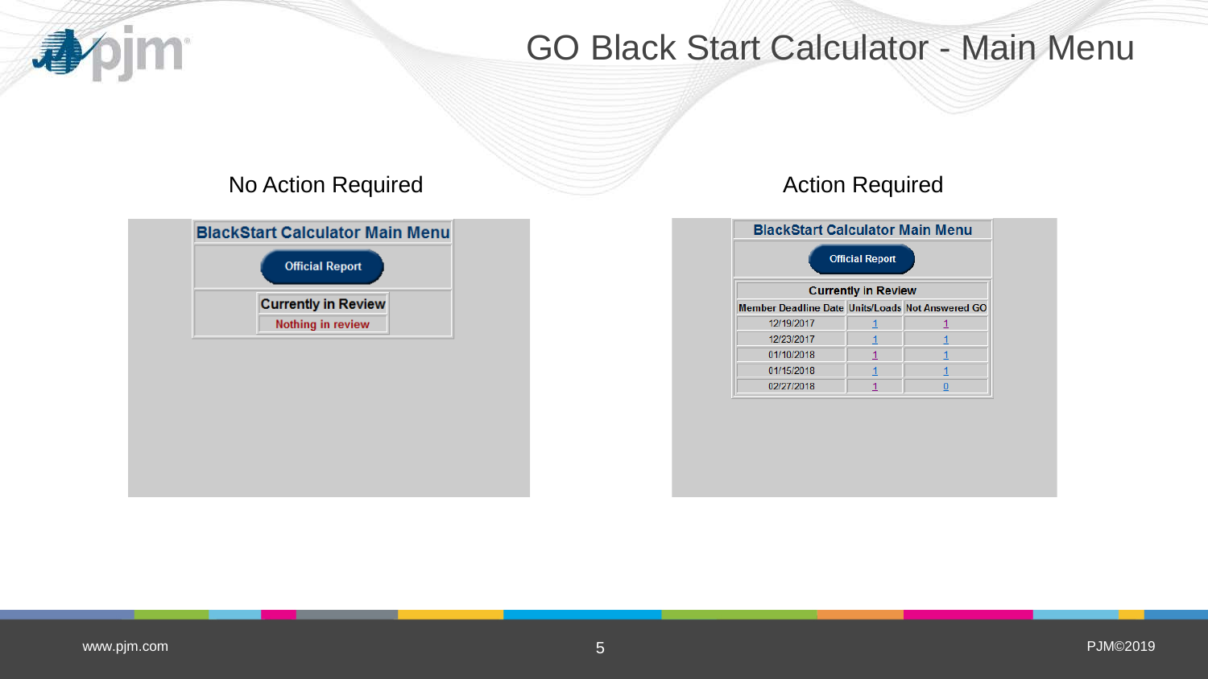# GO Black Start Calculator - Main Menu

## No Action Required

**BlackStart Calculator Main Menu**

Official Report

| Currently in Review |
| --- |
| Nothing in review |

## Action Required

**BlackStart Calculator Main Menu**

Official Report

**Currently in Review**

| Member Deadline Date | Units/Loads | Not Answered GO |
| --- | --- | --- |
| 12/19/2017 | 1 | 1 |
| 12/23/2017 | 1 | 1 |
| 01/10/2018 | 1 | 1 |
| 01/15/2018 | 1 | 1 |
| 02/27/2018 | 1 | 0 |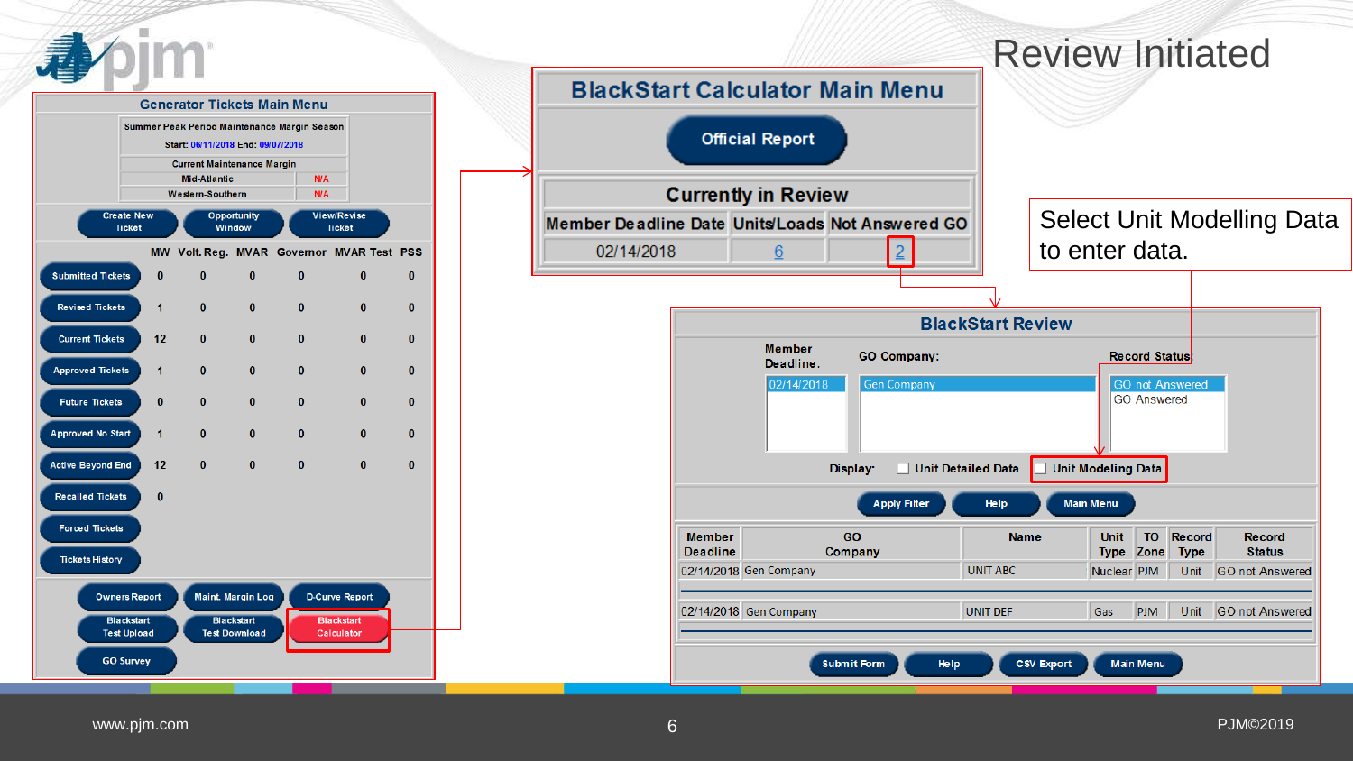# Review Initiated

## Generator Tickets Main Menu

Summer Peak Period Maintenance Margin Season

Start: 06/11/2018 End: 09/07/2018

| Current Maintenance Margin | |
|---|---|
| Mid-Atlantic | N/A |
| Western-Southern | N/A |

Create New Ticket | Opportunity Window | View/Revise Ticket

| | MW | Volt. Reg. | MVAR | Governor | MVAR Test | PSS |
|---|---|---|---|---|---|---|
| Submitted Tickets | 0 | 0 | 0 | 0 | 0 | 0 |
| Revised Tickets | 1 | 0 | 0 | 0 | 0 | 0 |
| Current Tickets | 12 | 0 | 0 | 0 | 0 | 0 |
| Approved Tickets | 1 | 0 | 0 | 0 | 0 | 0 |
| Future Tickets | 0 | 0 | 0 | 0 | 0 | 0 |
| Approved No Start | 1 | 0 | 0 | 0 | 0 | 0 |
| Active Beyond End | 12 | 0 | 0 | 0 | 0 | 0 |
| Recalled Tickets | 0 | | | | | |
| Forced Tickets | | | | | | |
| Tickets History | | | | | | |

Owners Report | Maint. Margin Log | D-Curve Report

Blackstart Test Upload | Blackstart Test Download | Blackstart Calculator

GO Survey

## BlackStart Calculator Main Menu

Official Report

**Currently in Review**

| Member Deadline Date | Units/Loads | Not Answered GO |
|---|---|---|
| 02/14/2018 | 6 | 2 |

Select Unit Modelling Data to enter data.

## BlackStart Review

Member Deadline: 02/14/2018

GO Company: Gen Company

Record Status: GO not Answered, GO Answered

Display: ☐ Unit Detailed Data ☐ Unit Modeling Data

Apply Filter | Help | Main Menu

| Member Deadline | GO Company | Name | Unit Type | TO Zone | Record Type | Record Status |
|---|---|---|---|---|---|---|
| 02/14/2018 | Gen Company | UNIT ABC | Nuclear | PJM | Unit | GO not Answered |
| 02/14/2018 | Gen Company | UNIT DEF | Gas | PJM | Unit | GO not Answered |

Submit Form | Help | CSV Export | Main Menu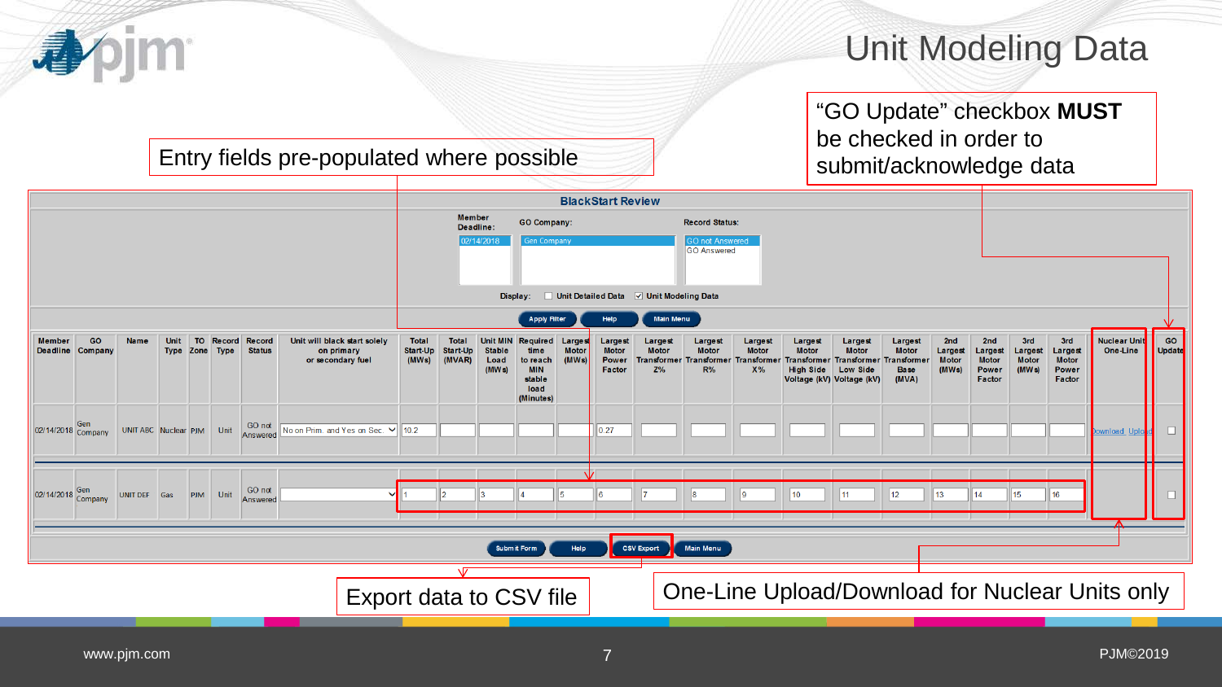# Unit Modeling Data

"GO Update" checkbox **MUST** be checked in order to submit/acknowledge data

Entry fields pre-populated where possible

**BlackStart Review**

Member Deadline: 02/14/2018

GO Company: Gen Company

Record Status: GO not Answered / GO Answered

Display: ☐ Unit Detailed Data ☑ Unit Modeling Data

Apply Filter | Help | Main Menu

| Member Deadline | GO Company | Name | Unit Type | TO Zone | Record Type | Record Status | Unit will black start solely on primary or secondary fuel | Total Start-Up (MWs) | Total Start-Up (MVAR) | Unit MIN Stable Load (MWs) | Required time to reach MIN stable load (Minutes) | Largest Motor (MWs) | Largest Motor Power Factor | Largest Motor Transformer Z% | Largest Motor Transformer R% | Largest Motor Transformer X% | Largest Motor Transformer High Side Voltage (kV) | Largest Motor Transformer Low Side Voltage (kV) | Largest Motor Transformer Base (MVA) | 2nd Largest Motor (MWs) | 2nd Largest Motor Power Factor | 3rd Largest Motor (MWs) | 3rd Largest Motor Power Factor | Nuclear Unit One-Line | GO Update |
|---|---|---|---|---|---|---|---|---|---|---|---|---|---|---|---|---|---|---|---|---|---|---|---|---|---|
| 02/14/2018 | Gen Company | UNIT ABC | Nuclear | PJM | Unit | GO not Answered | No on Prim. and Yes on Sec. | 10.2 | | | | | 0.27 | | | | | | | | | | | Download Upload | ☐ |
| 02/14/2018 | Gen Company | UNIT DEF | Gas | PJM | Unit | GO not Answered | | 1 | 2 | 3 | 4 | 5 | 6 | 7 | 8 | 9 | 10 | 11 | 12 | 13 | 14 | 15 | 16 | | ☐ |

Submit Form | Help | CSV Export | Main Menu

Export data to CSV file

One-Line Upload/Download for Nuclear Units only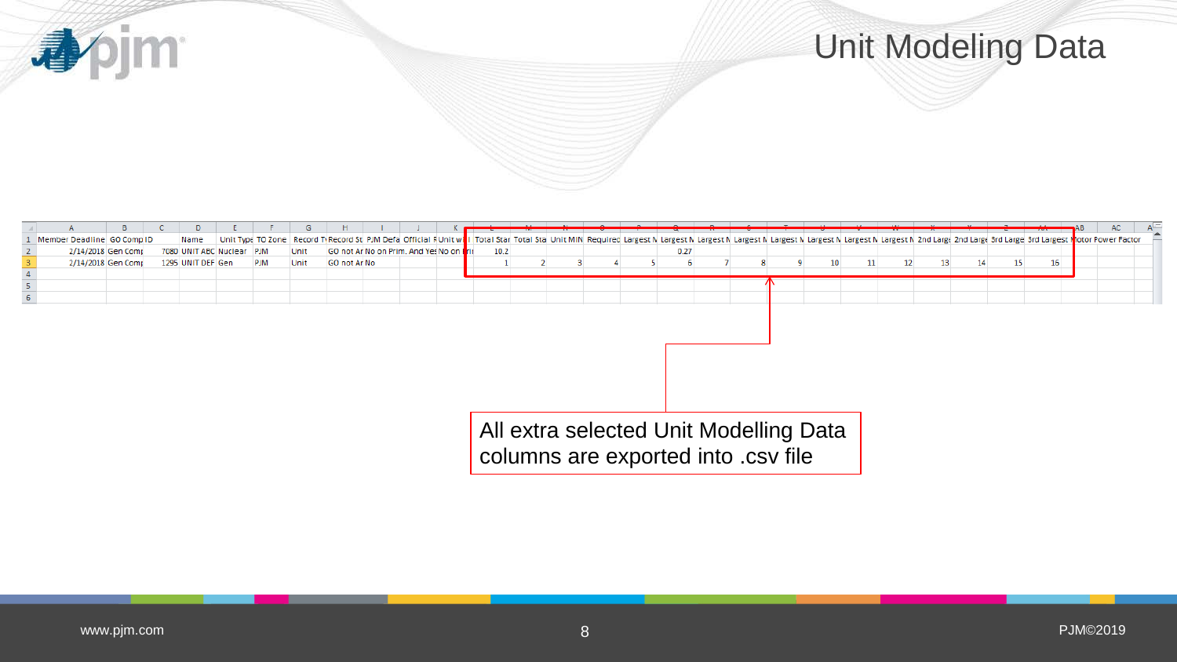# Unit Modeling Data

| | A | B | C | D | E | F | G | H | I | J | K | L | M | N | O | P | Q | R | S | T | U | V | W | X | Y | Z | AA | AB | AC |
|---|---|---|---|---|---|---|---|---|---|---|---|---|---|---|---|---|---|---|---|---|---|---|---|---|---|---|---|---|---|
| 1 | Member Deadline | GO Comp ID | | Name | Unit Type | TO Zone | Record Ty | Record St | PJM Defa | Official F | Unit wi | Total Star | Total Sta | Unit MIN | Requirec | Largest N | Largest N | Largest N | Largest N | Largest N | Largest N | Largest N | Largest N | 2nd Large | 2nd Large | 3rd Large | 3rd Largest | Motor Power Factor | |
| 2 | 2/14/2018 | Gen Comp | 7080 | UNIT ABC | Nuclear | PJM | Unit | GO not Ar | No on Prim. | And Yes | No on Uni | 10.2 | | | | | 0.27 | | | | | | | | | | | | |
| 3 | 2/14/2018 | Gen Comp | 1295 | UNIT DEF | Gen | PJM | Unit | GO not Ar | No | | | 1 | 2 | 3 | 4 | 5 | 6 | 7 | 8 | 9 | 10 | 11 | 12 | 13 | 14 | 15 | 16 | | |
| 4 | | | | | | | | | | | | | | | | | | | | | | | | | | | | | |
| 5 | | | | | | | | | | | | | | | | | | | | | | | | | | | | | |
| 6 | | | | | | | | | | | | | | | | | | | | | | | | | | | | | |

All extra selected Unit Modelling Data columns are exported into .csv file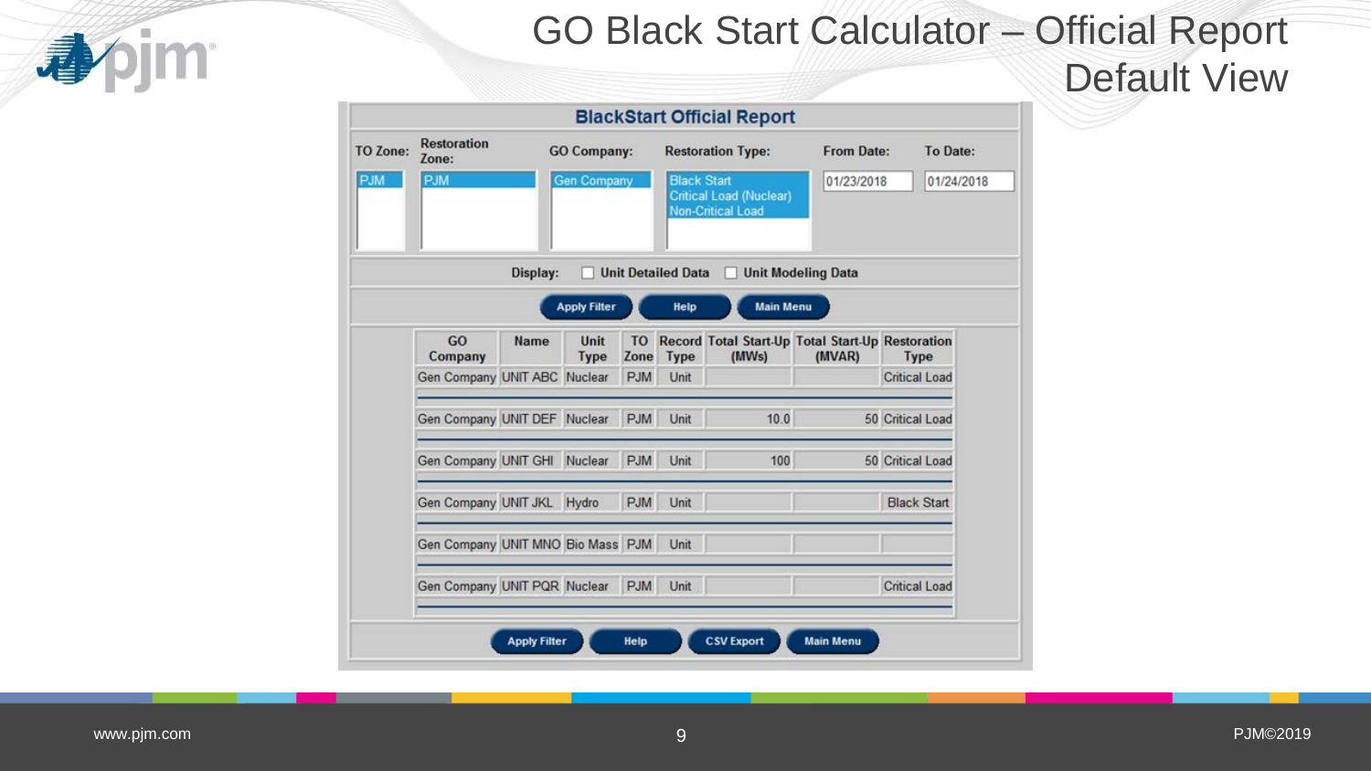# GO Black Start Calculator – Official Report Default View

## BlackStart Official Report

| TO Zone: | Restoration Zone: | GO Company: | Restoration Type: | From Date: | To Date: |
|---|---|---|---|---|---|
| PJM | PJM | Gen Company | Black Start, Critical Load (Nuclear), Non-Critical Load | 01/23/2018 | 01/24/2018 |

Display: ☐ Unit Detailed Data ☐ Unit Modeling Data

Apply Filter | Help | Main Menu

| GO Company | Name | Unit Type | TO Zone | Record Type | Total Start-Up (MWs) | Total Start-Up (MVAR) | Restoration Type |
|---|---|---|---|---|---|---|---|
| Gen Company | UNIT ABC | Nuclear | PJM | Unit | | | Critical Load |
| Gen Company | UNIT DEF | Nuclear | PJM | Unit | 10.0 | 50 | Critical Load |
| Gen Company | UNIT GHI | Nuclear | PJM | Unit | 100 | 50 | Critical Load |
| Gen Company | UNIT JKL | Hydro | PJM | Unit | | | Black Start |
| Gen Company | UNIT MNO | Bio Mass | PJM | Unit | | | |
| Gen Company | UNIT PQR | Nuclear | PJM | Unit | | | Critical Load |

Apply Filter | Help | CSV Export | Main Menu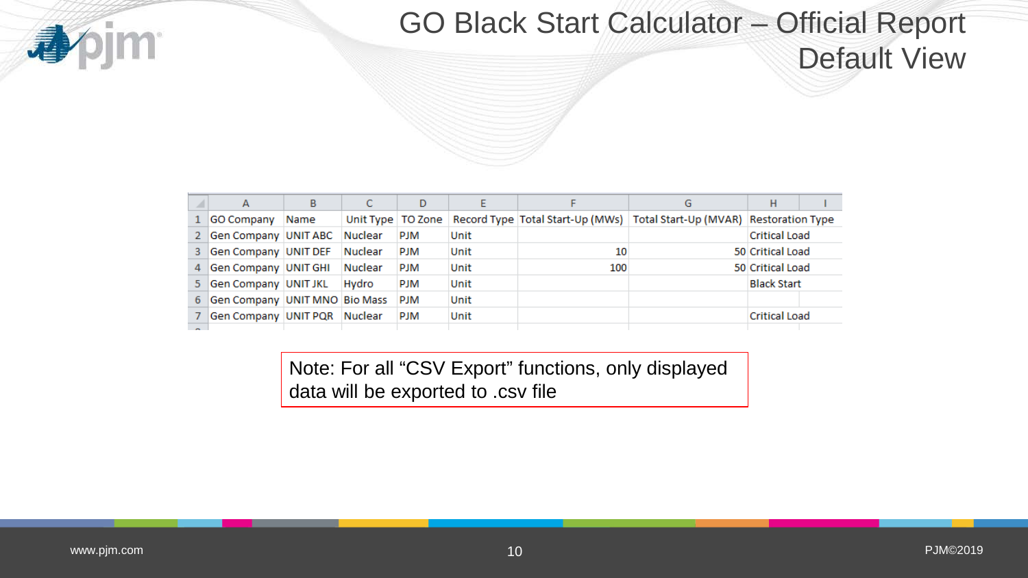# GO Black Start Calculator – Official Report Default View

| GO Company | Name | Unit Type | TO Zone | Record Type | Total Start-Up (MWs) | Total Start-Up (MVAR) | Restoration Type |
|---|---|---|---|---|---|---|---|
| Gen Company | UNIT ABC | Nuclear | PJM | Unit | | | Critical Load |
| Gen Company | UNIT DEF | Nuclear | PJM | Unit | 10 | 50 | Critical Load |
| Gen Company | UNIT GHI | Nuclear | PJM | Unit | 100 | 50 | Critical Load |
| Gen Company | UNIT JKL | Hydro | PJM | Unit | | | Black Start |
| Gen Company | UNIT MNO | Bio Mass | PJM | Unit | | | |
| Gen Company | UNIT PQR | Nuclear | PJM | Unit | | | Critical Load |

Note: For all "CSV Export" functions, only displayed data will be exported to .csv file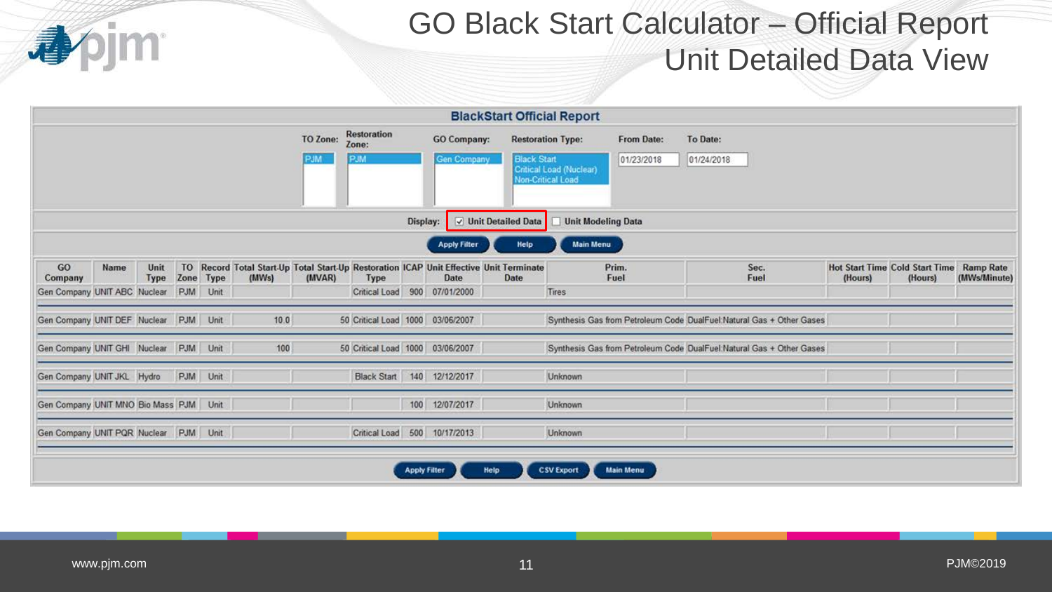# GO Black Start Calculator – Official Report Unit Detailed Data View

## BlackStart Official Report

TO Zone: PJM | Restoration Zone: PJM | GO Company: Gen Company | Restoration Type: Black Start, Critical Load (Nuclear), Non-Critical Load | From Date: 01/23/2018 | To Date: 01/24/2018

Display: ☑ Unit Detailed Data ☐ Unit Modeling Data

Apply Filter | Help | Main Menu

| GO Company | Name | Unit Type | TO Zone | Record Type | Total Start-Up (MWs) | Total Start-Up (MVAR) | Restoration Type | ICAP | Unit Effective Date | Unit Terminate Date | Prim. Fuel | Sec. Fuel | Hot Start Time (Hours) | Cold Start Time (Hours) | Ramp Rate (MWs/Minute) |
|---|---|---|---|---|---|---|---|---|---|---|---|---|---|---|---|
| Gen Company | UNIT ABC | Nuclear | PJM | Unit | | | Critical Load | 900 | 07/01/2000 | | Tires | | | | |
| Gen Company | UNIT DEF | Nuclear | PJM | Unit | 10.0 | 50 | Critical Load | 1000 | 03/06/2007 | | Synthesis Gas from Petroleum Code | DualFuel:Natural Gas + Other Gases | | | |
| Gen Company | UNIT GHI | Nuclear | PJM | Unit | 100 | 50 | Critical Load | 1000 | 03/06/2007 | | Synthesis Gas from Petroleum Code | DualFuel:Natural Gas + Other Gases | | | |
| Gen Company | UNIT JKL | Hydro | PJM | Unit | | | Black Start | 140 | 12/12/2017 | | Unknown | | | | |
| Gen Company | UNIT MNO | Bio Mass | PJM | Unit | | | | 100 | 12/07/2017 | | Unknown | | | | |
| Gen Company | UNIT PQR | Nuclear | PJM | Unit | | | Critical Load | 500 | 10/17/2013 | | Unknown | | | | |

Apply Filter | Help | CSV Export | Main Menu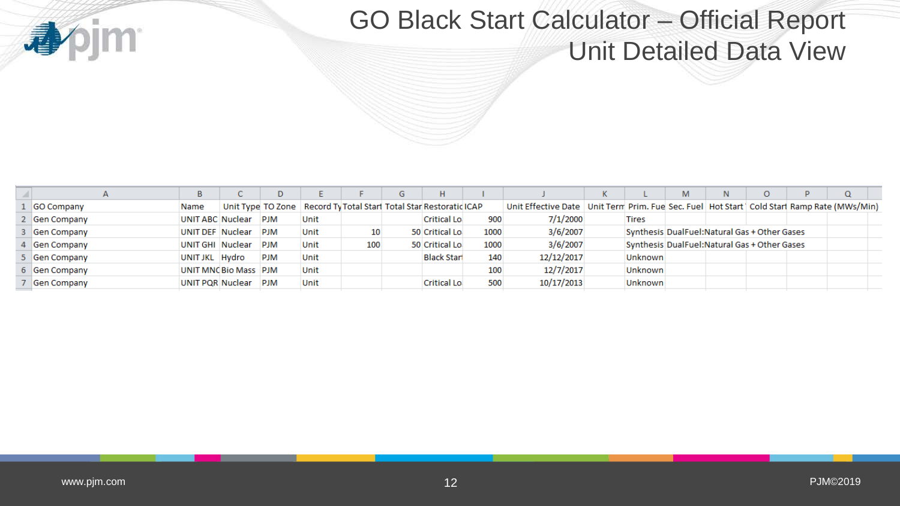# GO Black Start Calculator – Official Report
## Unit Detailed Data View

| | A | B | C | D | E | F | G | H | I | J | K | L | M | N | O | P | Q |
|---|---|---|---|---|---|---|---|---|---|---|---|---|---|---|---|---|---|
| 1 | GO Company | Name | Unit Type | TO Zone | Record Ty | Total Start | Total Star | Restoratic | ICAP | Unit Effective Date | Unit Term | Prim. Fue | Sec. Fuel | Hot Start | Cold Start | Ramp Rate (MWs/Min) | |
| 2 | Gen Company | UNIT ABC | Nuclear | PJM | Unit | | | Critical Lo | 900 | 7/1/2000 | | Tires | | | | | |
| 3 | Gen Company | UNIT DEF | Nuclear | PJM | Unit | 10 | 50 | Critical Lo | 1000 | 3/6/2007 | | Synthesis | DualFuel:Natural Gas + Other Gases | | | | |
| 4 | Gen Company | UNIT GHI | Nuclear | PJM | Unit | 100 | 50 | Critical Lo | 1000 | 3/6/2007 | | Synthesis | DualFuel:Natural Gas + Other Gases | | | | |
| 5 | Gen Company | UNIT JKL | Hydro | PJM | Unit | | | Black Start | 140 | 12/12/2017 | | Unknown | | | | | |
| 6 | Gen Company | UNIT MNC | Bio Mass | PJM | Unit | | | | 100 | 12/7/2017 | | Unknown | | | | | |
| 7 | Gen Company | UNIT PQR | Nuclear | PJM | Unit | | | Critical Lo | 500 | 10/17/2013 | | Unknown | | | | | |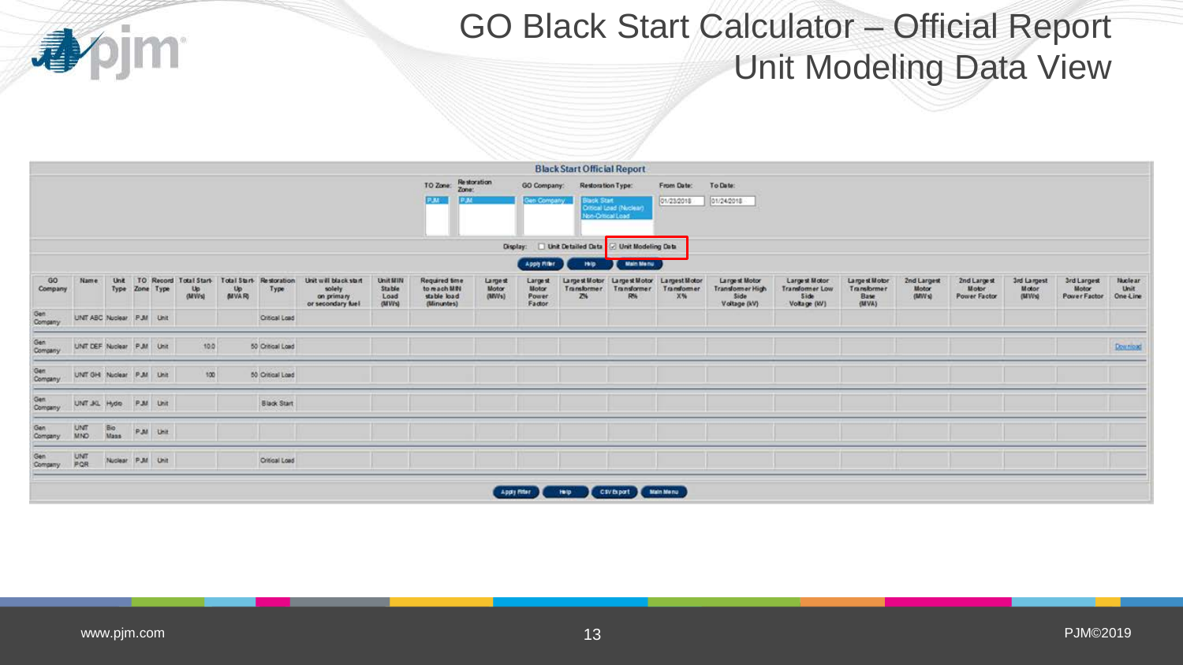# GO Black Start Calculator – Official Report Unit Modeling Data View

**Black Start Official Report**

TO Zone: PJM | Restoration Zone: PJM | GO Company: Gen Company | Restoration Type: Black Start, Critical Load (Nuclear), Non-Critical Load | From Date: 01/23/2018 | To Date: 01/24/2018

Display: ☐ Unit Detailed Data ☑ Unit Modeling Data

Apply Filter | Help | Main Menu

| GO Company | Name | Unit Type | TO Zone | Record Type | Total Start-Up (MWh) | Total Start-Up (MVAR) | Restoration Type | Unit will black start solely on primary or secondary fuel | Unit MIN Stable Load (MWh) | Required time to reach MIN stable load (Minutes) | Largest Motor (MWs) | Largest Motor Power Factor | Largest Motor Transformer Z% | Largest Motor Transformer R% | Largest Motor Transformer X% | Largest Motor Transformer High Side Voltage (kV) | Largest Motor Transformer Low Side Voltage (kV) | Largest Motor Transformer Base (MVA) | 2nd Largest Motor (MWs) | 2nd Largest Motor Power Factor | 3rd Largest Motor (MWs) | 3rd Largest Motor Power Factor | Nuclear Unit One-Line |
|---|---|---|---|---|---|---|---|---|---|---|---|---|---|---|---|---|---|---|---|---|---|---|---|
| Gen Company | UNIT ABC | Nuclear | PJM | Unit | | | Critical Load | | | | | | | | | | | | | | | | |
| Gen Company | UNIT DEF | Nuclear | PJM | Unit | 10.0 | 50 | Critical Load | | | | | | | | | | | | | | | | Download |
| Gen Company | UNIT GHI | Nuclear | PJM | Unit | 100 | 50 | Critical Load | | | | | | | | | | | | | | | | |
| Gen Company | UNIT JKL | Hydro | PJM | Unit | | | Black Start | | | | | | | | | | | | | | | | |
| Gen Company | UNIT MNO | Bio Mass | PJM | Unit | | | | | | | | | | | | | | | | | | | |
| Gen Company | UNIT PQR | Nuclear | PJM | Unit | | | Critical Load | | | | | | | | | | | | | | | | |

Apply Filter | Help | CSV Export | Main Menu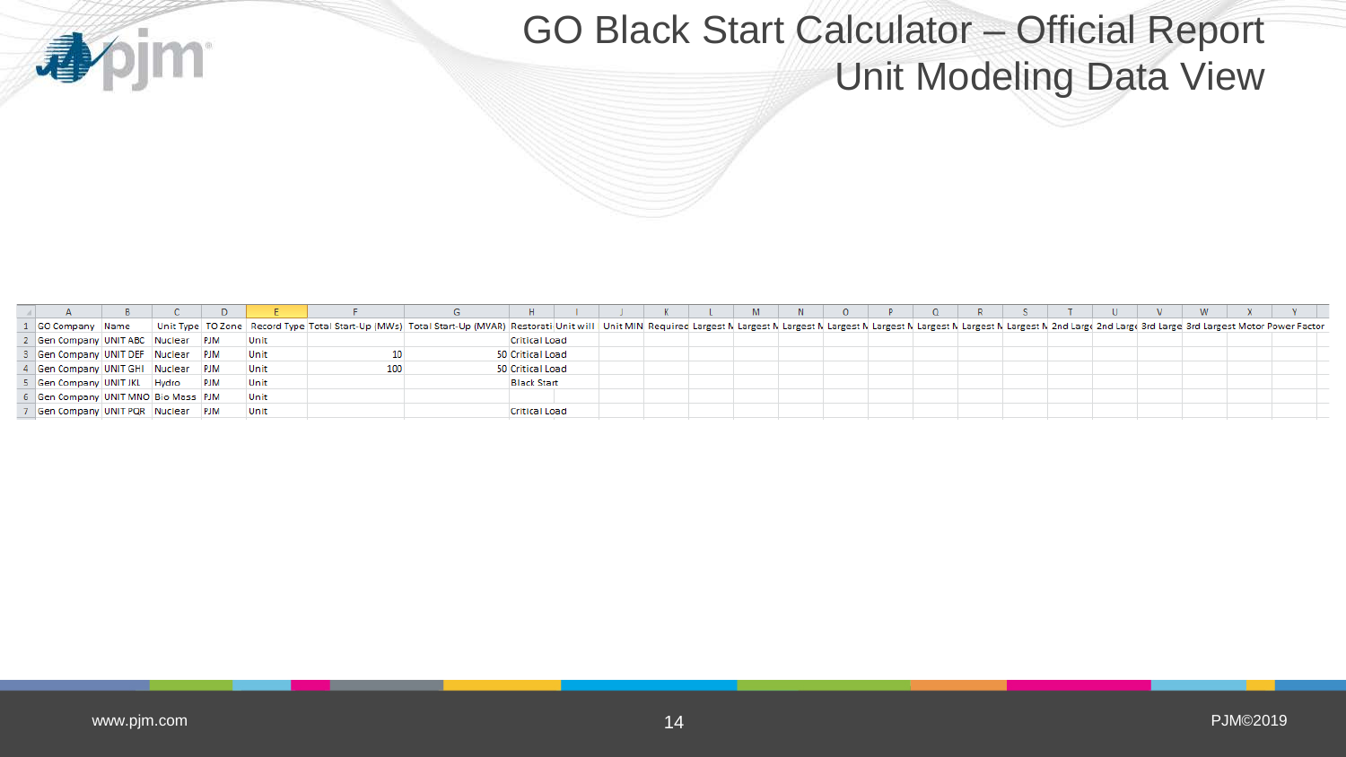# GO Black Start Calculator – Official Report Unit Modeling Data View

| | A | B | C | D | E | F | G | H | I | J | K | L | M | N | O | P | Q | R | S | T | U | V | W | X | Y |
|---|---|---|---|---|---|---|---|---|---|---|---|---|---|---|---|---|---|---|---|---|---|---|---|---|---|
| 1 | GO Company | Name | Unit Type | TO Zone | Record Type | Total Start-Up (MWs) | Total Start-Up (MVAR) | Restorati | Unit will | Unit MIN | Requirec | Largest M | Largest M | Largest M | Largest M | Largest M | Largest M | Largest M | Largest M | 2nd Large | 2nd Large | 3rd Large | 3rd Large | Motor | Power Factor |
| 2 | Gen Company | UNIT ABC | Nuclear | PJM | Unit | | | Critical Load | | | | | | | | | | | | | | | | | |
| 3 | Gen Company | UNIT DEF | Nuclear | PJM | Unit | 10 | 50 | Critical Load | | | | | | | | | | | | | | | | | |
| 4 | Gen Company | UNIT GHI | Nuclear | PJM | Unit | 100 | 50 | Critical Load | | | | | | | | | | | | | | | | | |
| 5 | Gen Company | UNIT JKL | Hydro | PJM | Unit | | | Black Start | | | | | | | | | | | | | | | | | |
| 6 | Gen Company | UNIT MNO | Bio Mass | PJM | Unit | | | | | | | | | | | | | | | | | | | | |
| 7 | Gen Company | UNIT PQR | Nuclear | PJM | Unit | | | Critical Load | | | | | | | | | | | | | | | | | |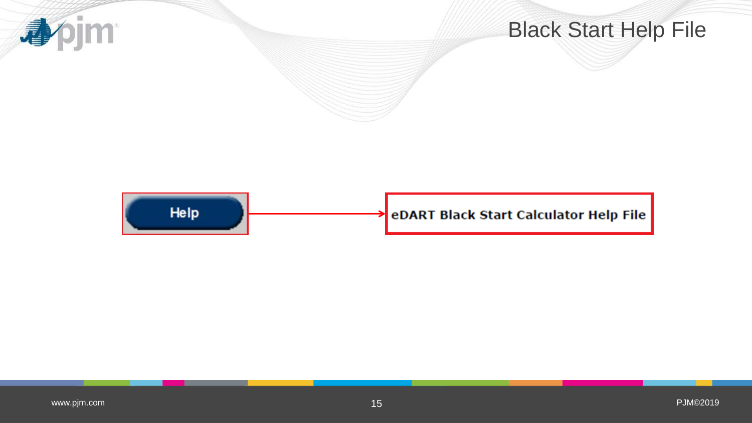# Black Start Help File

Help → eDART Black Start Calculator Help File